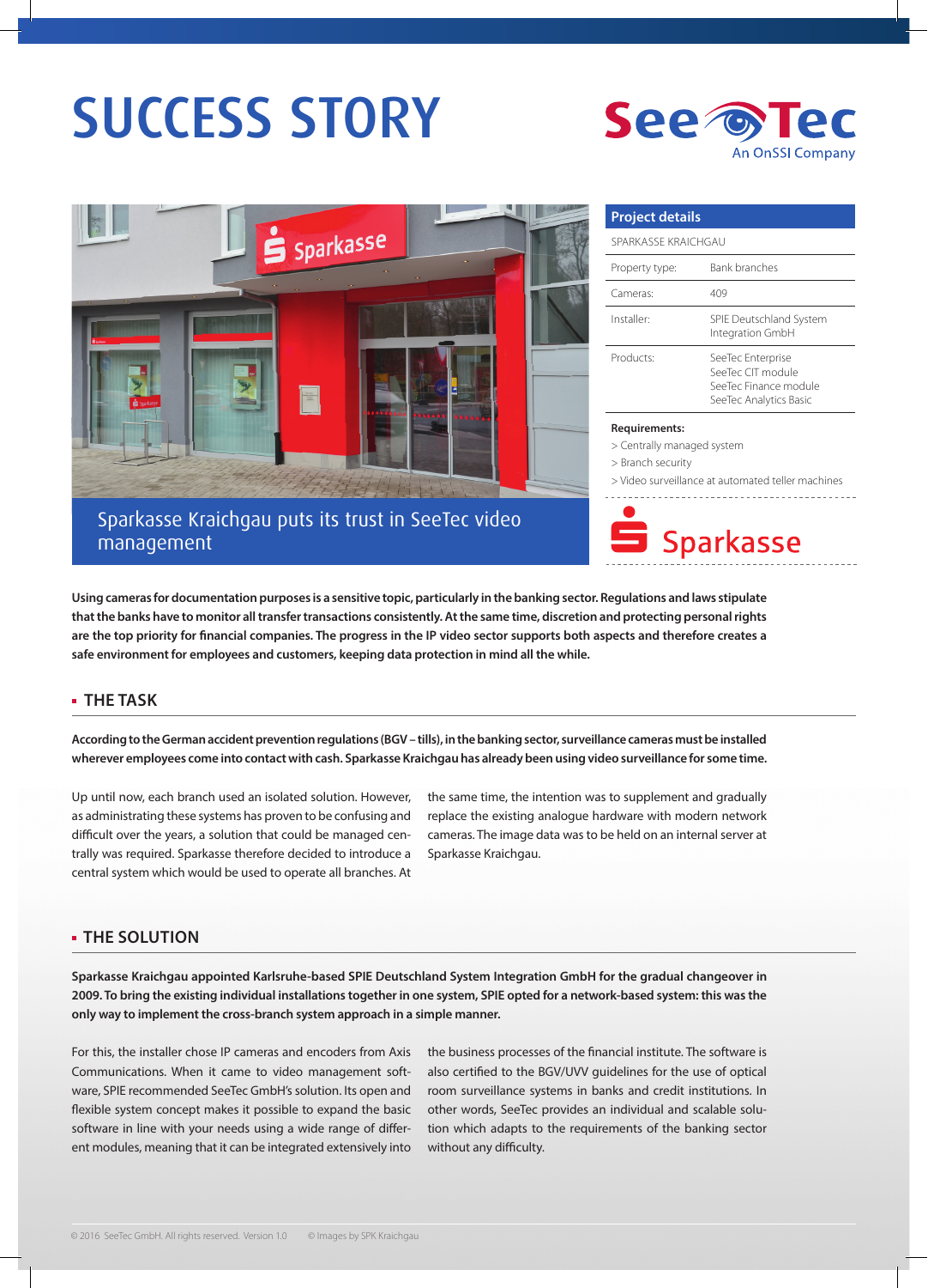# SUCCESS STORY

SeeTec
An OnSSI Company

## Sparkasse Kraichgau puts its trust in SeeTec video management

| Project details | |
|---|---|
| SPARKASSE KRAICHGAU | |
| Property type: | Bank branches |
| Cameras: | 409 |
| Installer: | SPIE Deutschland System Integration GmbH |
| Products: | SeeTec Enterprise<br>SeeTec CIT module<br>SeeTec Finance module<br>SeeTec Analytics Basic |

**Requirements:**

> Centrally managed system
> Branch security
> Video surveillance at automated teller machines

Sparkasse

**Using cameras for documentation purposes is a sensitive topic, particularly in the banking sector. Regulations and laws stipulate that the banks have to monitor all transfer transactions consistently. At the same time, discretion and protecting personal rights are the top priority for financial companies. The progress in the IP video sector supports both aspects and therefore creates a safe environment for employees and customers, keeping data protection in mind all the while.**

## THE TASK

**According to the German accident prevention regulations (BGV – tills), in the banking sector, surveillance cameras must be installed wherever employees come into contact with cash. Sparkasse Kraichgau has already been using video surveillance for some time.**

Up until now, each branch used an isolated solution. However, as administrating these systems has proven to be confusing and difficult over the years, a solution that could be managed centrally was required. Sparkasse therefore decided to introduce a central system which would be used to operate all branches. At the same time, the intention was to supplement and gradually replace the existing analogue hardware with modern network cameras. The image data was to be held on an internal server at Sparkasse Kraichgau.

## THE SOLUTION

**Sparkasse Kraichgau appointed Karlsruhe-based SPIE Deutschland System Integration GmbH for the gradual changeover in 2009. To bring the existing individual installations together in one system, SPIE opted for a network-based system: this was the only way to implement the cross-branch system approach in a simple manner.**

For this, the installer chose IP cameras and encoders from Axis Communications. When it came to video management software, SPIE recommended SeeTec GmbH's solution. Its open and flexible system concept makes it possible to expand the basic software in line with your needs using a wide range of different modules, meaning that it can be integrated extensively into the business processes of the financial institute. The software is also certified to the BGV/UVV guidelines for the use of optical room surveillance systems in banks and credit institutions. In other words, SeeTec provides an individual and scalable solution which adapts to the requirements of the banking sector without any difficulty.

© 2016 SeeTec GmbH. All rights reserved. Version 1.0 © Images by SPK Kraichgau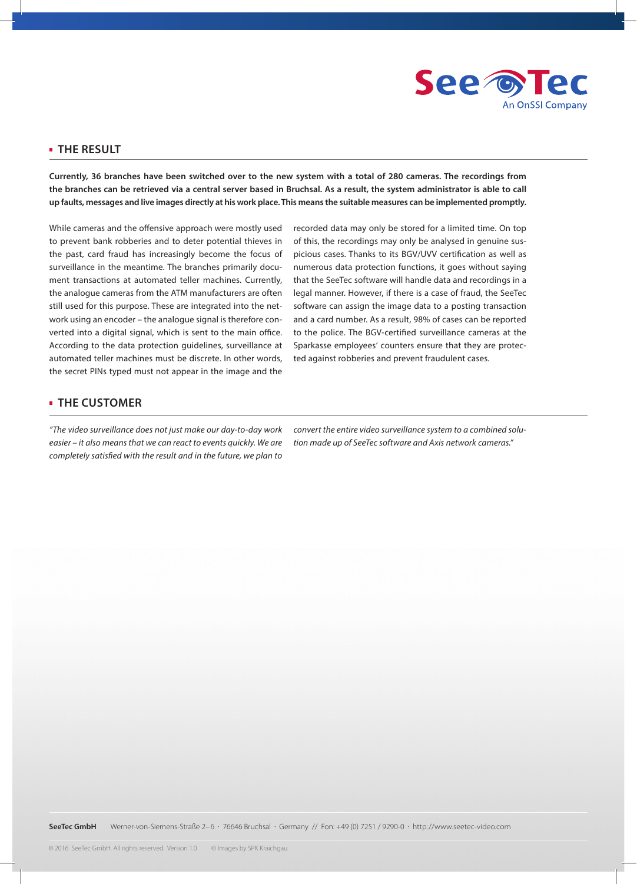## THE RESULT

**Currently, 36 branches have been switched over to the new system with a total of 280 cameras. The recordings from the branches can be retrieved via a central server based in Bruchsal. As a result, the system administrator is able to call up faults, messages and live images directly at his work place. This means the suitable measures can be implemented promptly.**

While cameras and the offensive approach were mostly used to prevent bank robberies and to deter potential thieves in the past, card fraud has increasingly become the focus of surveillance in the meantime. The branches primarily document transactions at automated teller machines. Currently, the analogue cameras from the ATM manufacturers are often still used for this purpose. These are integrated into the network using an encoder – the analogue signal is therefore converted into a digital signal, which is sent to the main office. According to the data protection guidelines, surveillance at automated teller machines must be discrete. In other words, the secret PINs typed must not appear in the image and the recorded data may only be stored for a limited time. On top of this, the recordings may only be analysed in genuine suspicious cases. Thanks to its BGV/UVV certification as well as numerous data protection functions, it goes without saying that the SeeTec software will handle data and recordings in a legal manner. However, if there is a case of fraud, the SeeTec software can assign the image data to a posting transaction and a card number. As a result, 98% of cases can be reported to the police. The BGV-certified surveillance cameras at the Sparkasse employees' counters ensure that they are protected against robberies and prevent fraudulent cases.

## THE CUSTOMER

*"The video surveillance does not just make our day-to-day work easier – it also means that we can react to events quickly. We are completely satisfied with the result and in the future, we plan to convert the entire video surveillance system to a combined solution made up of SeeTec software and Axis network cameras."*

**SeeTec GmbH** Werner-von-Siemens-Straße 2–6 · 76646 Bruchsal · Germany // Fon: +49 (0) 7251 / 9290-0 · http://www.seetec-video.com

© 2016 SeeTec GmbH. All rights reserved. Version 1.0 © Images by SPK Kraichgau